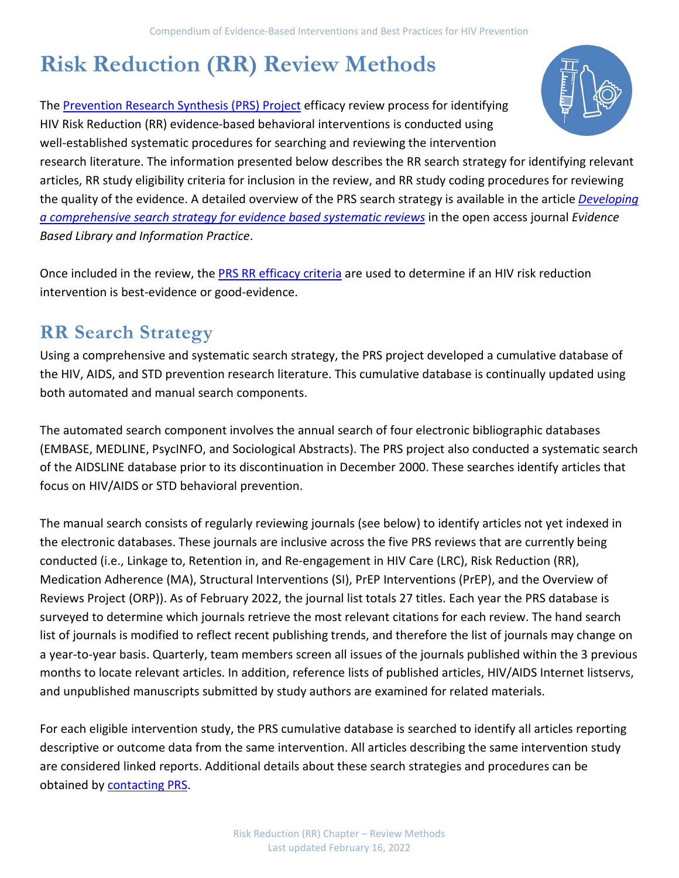# Risk Reduction (RR) Review Methods

The Prevention Research Synthesis (PRS) Project efficacy review process for identifying HIV Risk Reduction (RR) evidence-based behavioral interventions is conducted using well-established systematic procedures for searching and reviewing the intervention research literature. The information presented below describes the RR search strategy for identifying relevant articles, RR study eligibility criteria for inclusion in the review, and RR study coding procedures for reviewing the quality of the evidence. A detailed overview of the PRS search strategy is available in the article *Developing a comprehensive search strategy for evidence based systematic reviews* in the open access journal *Evidence Based Library and Information Practice*.

Once included in the review, the PRS RR efficacy criteria are used to determine if an HIV risk reduction intervention is best-evidence or good-evidence.

## RR Search Strategy

Using a comprehensive and systematic search strategy, the PRS project developed a cumulative database of the HIV, AIDS, and STD prevention research literature. This cumulative database is continually updated using both automated and manual search components.

The automated search component involves the annual search of four electronic bibliographic databases (EMBASE, MEDLINE, PsycINFO, and Sociological Abstracts). The PRS project also conducted a systematic search of the AIDSLINE database prior to its discontinuation in December 2000. These searches identify articles that focus on HIV/AIDS or STD behavioral prevention.

The manual search consists of regularly reviewing journals (see below) to identify articles not yet indexed in the electronic databases. These journals are inclusive across the five PRS reviews that are currently being conducted (i.e., Linkage to, Retention in, and Re-engagement in HIV Care (LRC), Risk Reduction (RR), Medication Adherence (MA), Structural Interventions (SI), PrEP Interventions (PrEP), and the Overview of Reviews Project (ORP)). As of February 2022, the journal list totals 27 titles. Each year the PRS database is surveyed to determine which journals retrieve the most relevant citations for each review. The hand search list of journals is modified to reflect recent publishing trends, and therefore the list of journals may change on a year-to-year basis. Quarterly, team members screen all issues of the journals published within the 3 previous months to locate relevant articles. In addition, reference lists of published articles, HIV/AIDS Internet listservs, and unpublished manuscripts submitted by study authors are examined for related materials.

For each eligible intervention study, the PRS cumulative database is searched to identify all articles reporting descriptive or outcome data from the same intervention. All articles describing the same intervention study are considered linked reports. Additional details about these search strategies and procedures can be obtained by contacting PRS.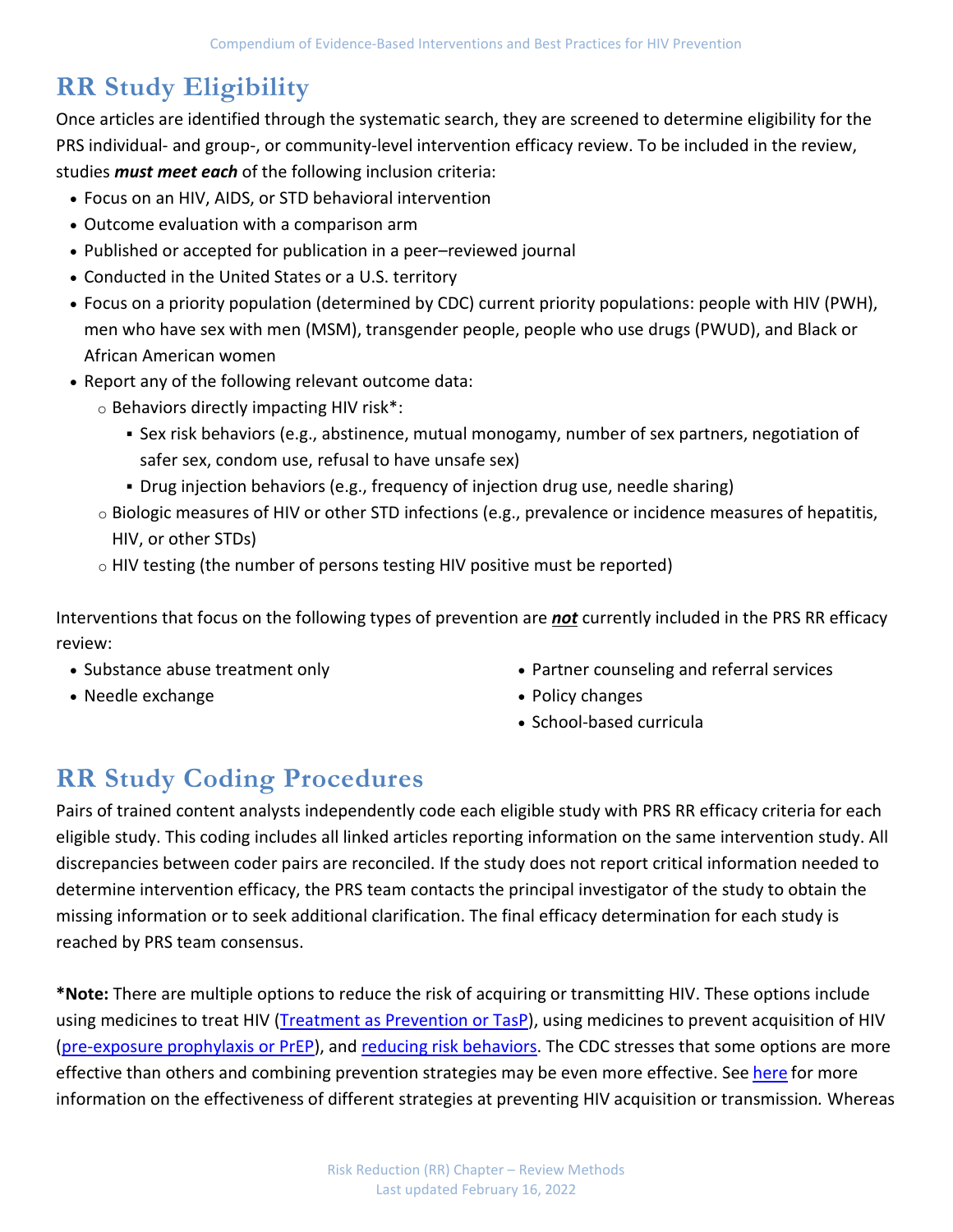## RR Study Eligibility

Once articles are identified through the systematic search, they are screened to determine eligibility for the PRS individual- and group-, or community-level intervention efficacy review. To be included in the review, studies ***must meet each*** of the following inclusion criteria:

- Focus on an HIV, AIDS, or STD behavioral intervention
- Outcome evaluation with a comparison arm
- Published or accepted for publication in a peer–reviewed journal
- Conducted in the United States or a U.S. territory
- Focus on a priority population (determined by CDC) current priority populations: people with HIV (PWH), men who have sex with men (MSM), transgender people, people who use drugs (PWUD), and Black or African American women
- Report any of the following relevant outcome data:
  - Behaviors directly impacting HIV risk*:
    - Sex risk behaviors (e.g., abstinence, mutual monogamy, number of sex partners, negotiation of safer sex, condom use, refusal to have unsafe sex)
    - Drug injection behaviors (e.g., frequency of injection drug use, needle sharing)
  - Biologic measures of HIV or other STD infections (e.g., prevalence or incidence measures of hepatitis, HIV, or other STDs)
  - HIV testing (the number of persons testing HIV positive must be reported)

Interventions that focus on the following types of prevention are ***not*** currently included in the PRS RR efficacy review:

- Substance abuse treatment only
- Needle exchange
- Partner counseling and referral services
- Policy changes
- School-based curricula

## RR Study Coding Procedures

Pairs of trained content analysts independently code each eligible study with PRS RR efficacy criteria for each eligible study. This coding includes all linked articles reporting information on the same intervention study. All discrepancies between coder pairs are reconciled. If the study does not report critical information needed to determine intervention efficacy, the PRS team contacts the principal investigator of the study to obtain the missing information or to seek additional clarification. The final efficacy determination for each study is reached by PRS team consensus.

***Note:** There are multiple options to reduce the risk of acquiring or transmitting HIV. These options include using medicines to treat HIV (Treatment as Prevention or TasP), using medicines to prevent acquisition of HIV (pre-exposure prophylaxis or PrEP), and reducing risk behaviors. The CDC stresses that some options are more effective than others and combining prevention strategies may be even more effective. See here for more information on the effectiveness of different strategies at preventing HIV acquisition or transmission. Whereas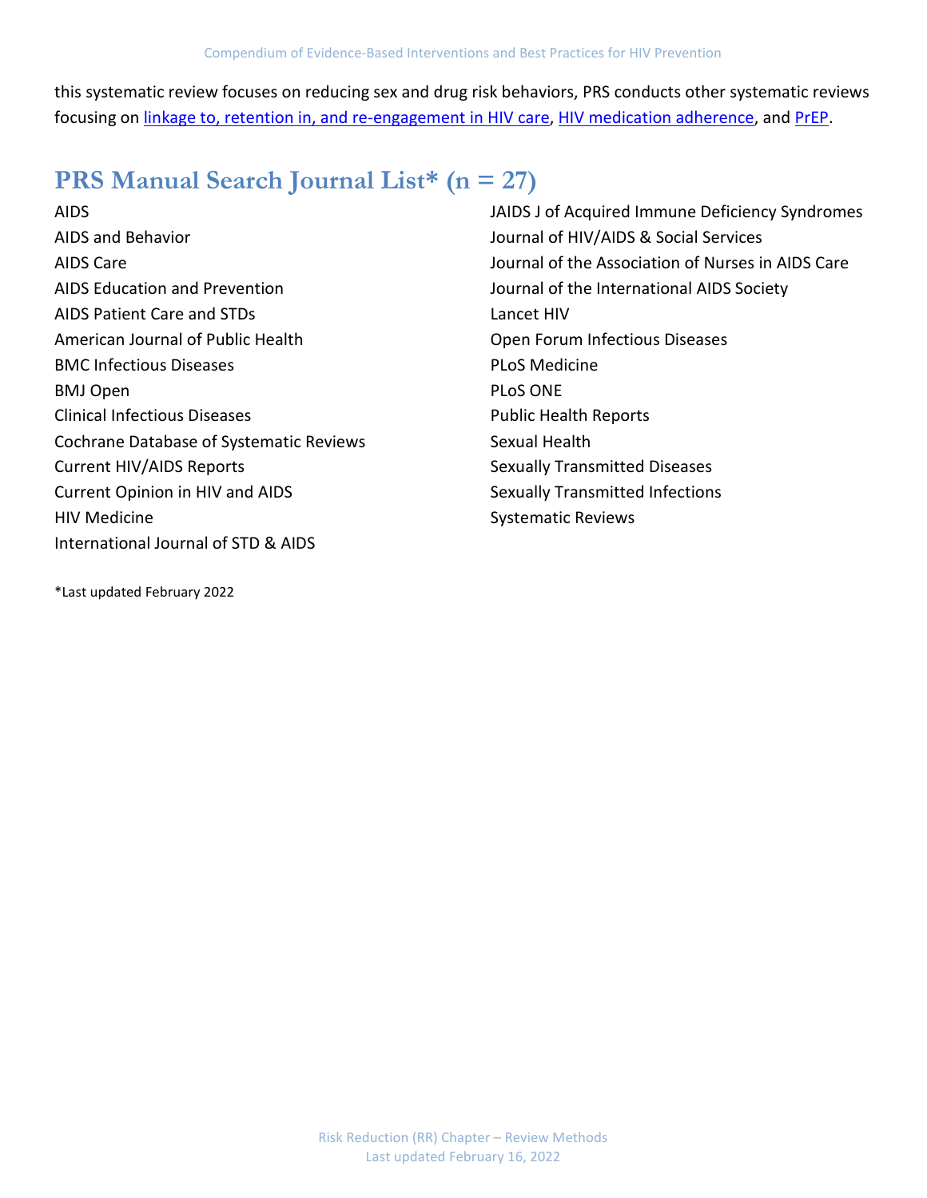this systematic review focuses on reducing sex and drug risk behaviors, PRS conducts other systematic reviews focusing on linkage to, retention in, and re-engagement in HIV care, HIV medication adherence, and PrEP.

## PRS Manual Search Journal List* (n = 27)

AIDS
AIDS and Behavior
AIDS Care
AIDS Education and Prevention
AIDS Patient Care and STDs
American Journal of Public Health
BMC Infectious Diseases
BMJ Open
Clinical Infectious Diseases
Cochrane Database of Systematic Reviews
Current HIV/AIDS Reports
Current Opinion in HIV and AIDS
HIV Medicine
International Journal of STD & AIDS
JAIDS J of Acquired Immune Deficiency Syndromes
Journal of HIV/AIDS & Social Services
Journal of the Association of Nurses in AIDS Care
Journal of the International AIDS Society
Lancet HIV
Open Forum Infectious Diseases
PLoS Medicine
PLoS ONE
Public Health Reports
Sexual Health
Sexually Transmitted Diseases
Sexually Transmitted Infections
Systematic Reviews

*Last updated February 2022